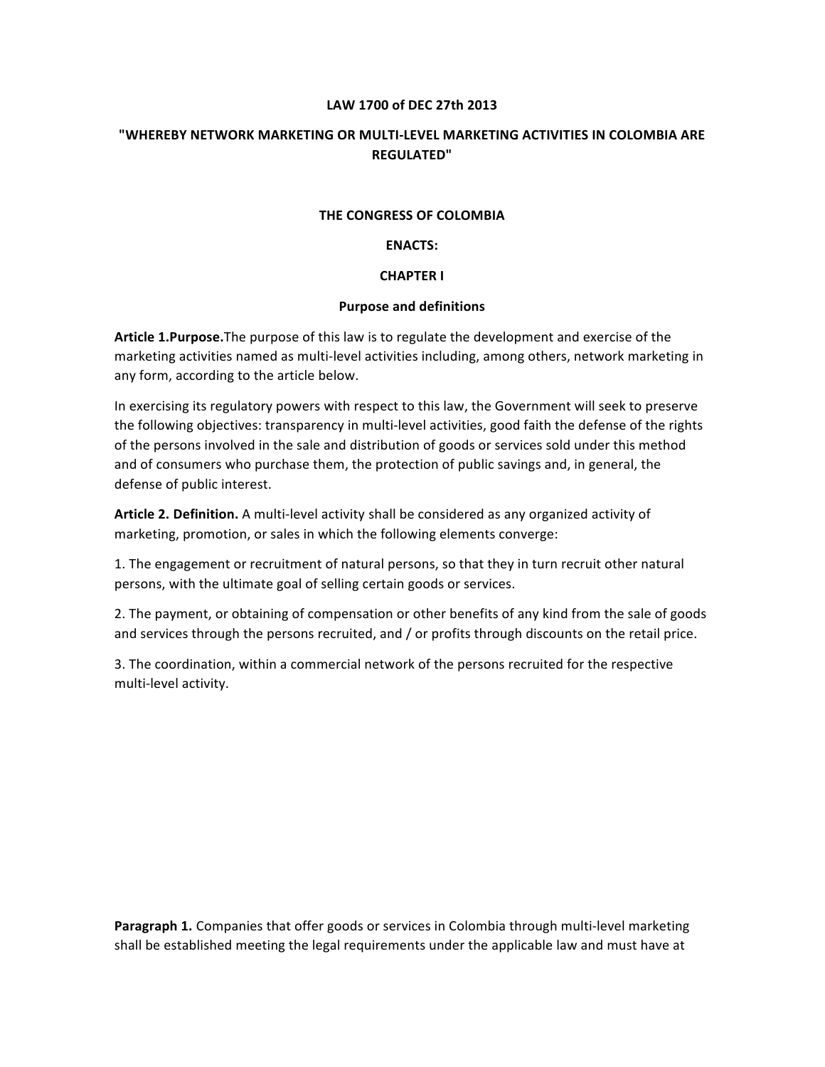**LAW 1700 of DEC 27th 2013**

**"WHEREBY NETWORK MARKETING OR MULTI-LEVEL MARKETING ACTIVITIES IN COLOMBIA ARE REGULATED"**

**THE CONGRESS OF COLOMBIA**

**ENACTS:**

**CHAPTER I**

**Purpose and definitions**

**Article 1.Purpose.**The purpose of this law is to regulate the development and exercise of the marketing activities named as multi-level activities including, among others, network marketing in any form, according to the article below.

In exercising its regulatory powers with respect to this law, the Government will seek to preserve the following objectives: transparency in multi-level activities, good faith the defense of the rights of the persons involved in the sale and distribution of goods or services sold under this method and of consumers who purchase them, the protection of public savings and, in general, the defense of public interest.

**Article 2. Definition.** A multi-level activity shall be considered as any organized activity of marketing, promotion, or sales in which the following elements converge:

1. The engagement or recruitment of natural persons, so that they in turn recruit other natural persons, with the ultimate goal of selling certain goods or services.

2. The payment, or obtaining of compensation or other benefits of any kind from the sale of goods and services through the persons recruited, and / or profits through discounts on the retail price.

3. The coordination, within a commercial network of the persons recruited for the respective multi-level activity.

**Paragraph 1.** Companies that offer goods or services in Colombia through multi-level marketing shall be established meeting the legal requirements under the applicable law and must have at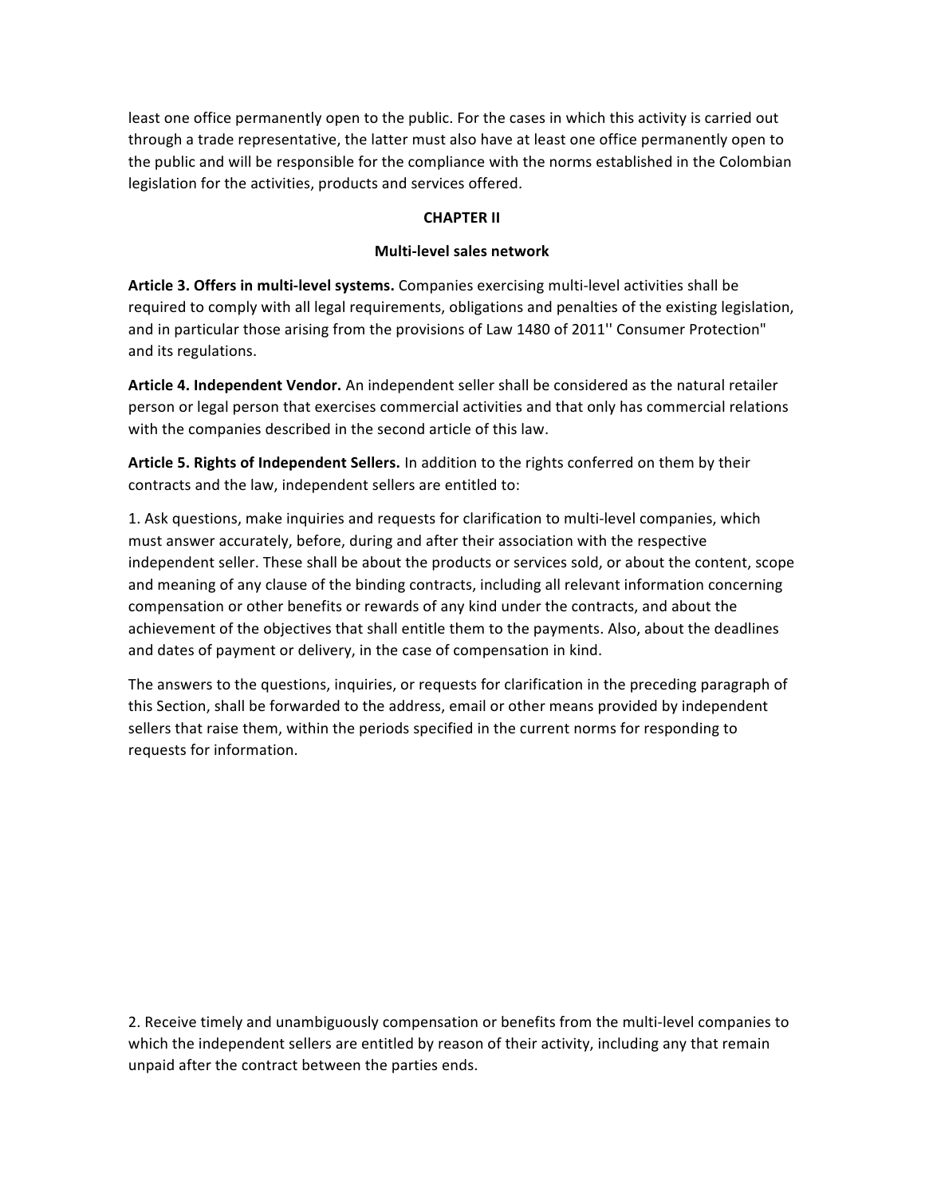least one office permanently open to the public. For the cases in which this activity is carried out through a trade representative, the latter must also have at least one office permanently open to the public and will be responsible for the compliance with the norms established in the Colombian legislation for the activities, products and services offered.

## CHAPTER II

## Multi-level sales network

**Article 3. Offers in multi-level systems.** Companies exercising multi-level activities shall be required to comply with all legal requirements, obligations and penalties of the existing legislation, and in particular those arising from the provisions of Law 1480 of 2011'' Consumer Protection" and its regulations.

**Article 4. Independent Vendor.** An independent seller shall be considered as the natural retailer person or legal person that exercises commercial activities and that only has commercial relations with the companies described in the second article of this law.

**Article 5. Rights of Independent Sellers.** In addition to the rights conferred on them by their contracts and the law, independent sellers are entitled to:

1. Ask questions, make inquiries and requests for clarification to multi-level companies, which must answer accurately, before, during and after their association with the respective independent seller. These shall be about the products or services sold, or about the content, scope and meaning of any clause of the binding contracts, including all relevant information concerning compensation or other benefits or rewards of any kind under the contracts, and about the achievement of the objectives that shall entitle them to the payments. Also, about the deadlines and dates of payment or delivery, in the case of compensation in kind.

The answers to the questions, inquiries, or requests for clarification in the preceding paragraph of this Section, shall be forwarded to the address, email or other means provided by independent sellers that raise them, within the periods specified in the current norms for responding to requests for information.

2. Receive timely and unambiguously compensation or benefits from the multi-level companies to which the independent sellers are entitled by reason of their activity, including any that remain unpaid after the contract between the parties ends.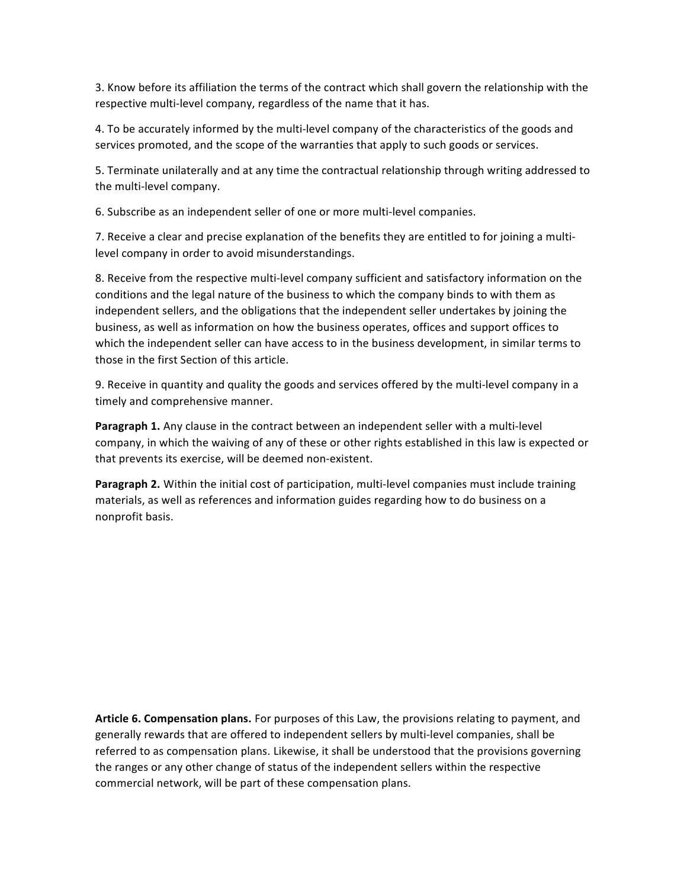3. Know before its affiliation the terms of the contract which shall govern the relationship with the respective multi-level company, regardless of the name that it has.

4. To be accurately informed by the multi-level company of the characteristics of the goods and services promoted, and the scope of the warranties that apply to such goods or services.

5. Terminate unilaterally and at any time the contractual relationship through writing addressed to the multi-level company.

6. Subscribe as an independent seller of one or more multi-level companies.

7. Receive a clear and precise explanation of the benefits they are entitled to for joining a multi-level company in order to avoid misunderstandings.

8. Receive from the respective multi-level company sufficient and satisfactory information on the conditions and the legal nature of the business to which the company binds to with them as independent sellers, and the obligations that the independent seller undertakes by joining the business, as well as information on how the business operates, offices and support offices to which the independent seller can have access to in the business development, in similar terms to those in the first Section of this article.

9. Receive in quantity and quality the goods and services offered by the multi-level company in a timely and comprehensive manner.

**Paragraph 1.** Any clause in the contract between an independent seller with a multi-level company, in which the waiving of any of these or other rights established in this law is expected or that prevents its exercise, will be deemed non-existent.

**Paragraph 2.** Within the initial cost of participation, multi-level companies must include training materials, as well as references and information guides regarding how to do business on a nonprofit basis.

**Article 6. Compensation plans.** For purposes of this Law, the provisions relating to payment, and generally rewards that are offered to independent sellers by multi-level companies, shall be referred to as compensation plans. Likewise, it shall be understood that the provisions governing the ranges or any other change of status of the independent sellers within the respective commercial network, will be part of these compensation plans.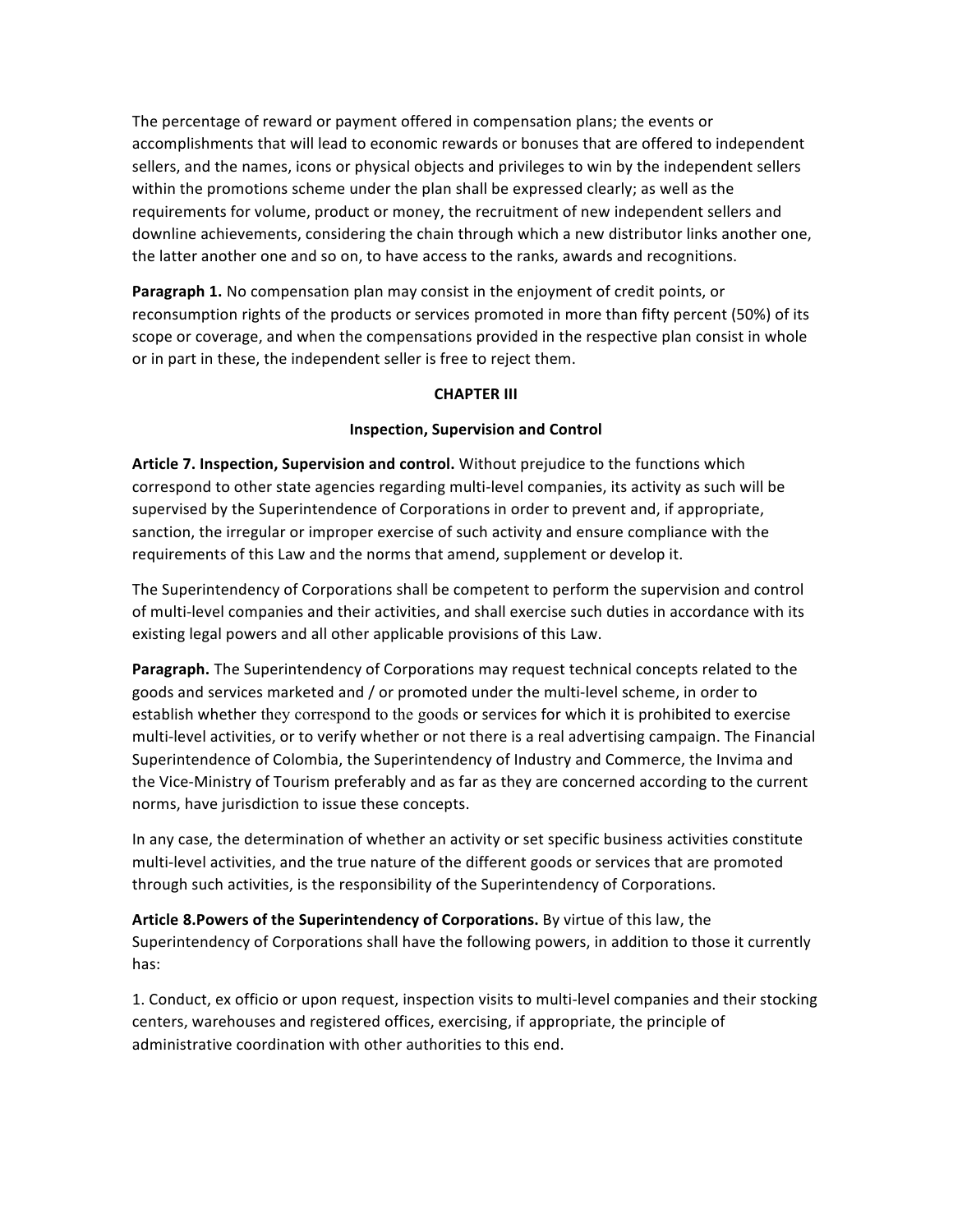The percentage of reward or payment offered in compensation plans; the events or accomplishments that will lead to economic rewards or bonuses that are offered to independent sellers, and the names, icons or physical objects and privileges to win by the independent sellers within the promotions scheme under the plan shall be expressed clearly; as well as the requirements for volume, product or money, the recruitment of new independent sellers and downline achievements, considering the chain through which a new distributor links another one, the latter another one and so on, to have access to the ranks, awards and recognitions.

**Paragraph 1.** No compensation plan may consist in the enjoyment of credit points, or reconsumption rights of the products or services promoted in more than fifty percent (50%) of its scope or coverage, and when the compensations provided in the respective plan consist in whole or in part in these, the independent seller is free to reject them.

## CHAPTER III

### Inspection, Supervision and Control

**Article 7. Inspection, Supervision and control.** Without prejudice to the functions which correspond to other state agencies regarding multi-level companies, its activity as such will be supervised by the Superintendence of Corporations in order to prevent and, if appropriate, sanction, the irregular or improper exercise of such activity and ensure compliance with the requirements of this Law and the norms that amend, supplement or develop it.

The Superintendency of Corporations shall be competent to perform the supervision and control of multi-level companies and their activities, and shall exercise such duties in accordance with its existing legal powers and all other applicable provisions of this Law.

**Paragraph.** The Superintendency of Corporations may request technical concepts related to the goods and services marketed and / or promoted under the multi-level scheme, in order to establish whether they correspond to the goods or services for which it is prohibited to exercise multi-level activities, or to verify whether or not there is a real advertising campaign. The Financial Superintendence of Colombia, the Superintendency of Industry and Commerce, the Invima and the Vice-Ministry of Tourism preferably and as far as they are concerned according to the current norms, have jurisdiction to issue these concepts.

In any case, the determination of whether an activity or set specific business activities constitute multi-level activities, and the true nature of the different goods or services that are promoted through such activities, is the responsibility of the Superintendency of Corporations.

**Article 8.Powers of the Superintendency of Corporations.** By virtue of this law, the Superintendency of Corporations shall have the following powers, in addition to those it currently has:

1. Conduct, ex officio or upon request, inspection visits to multi-level companies and their stocking centers, warehouses and registered offices, exercising, if appropriate, the principle of administrative coordination with other authorities to this end.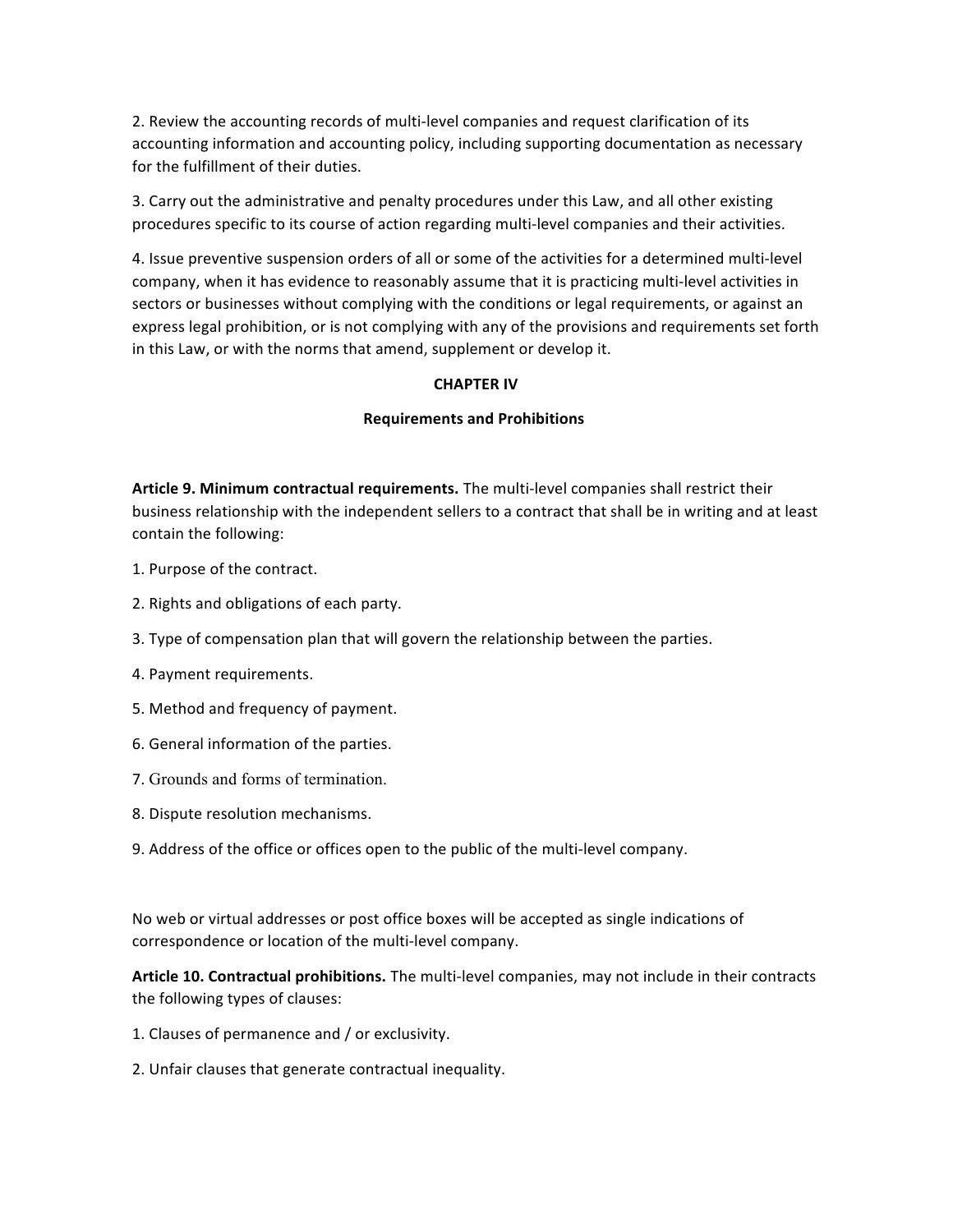2. Review the accounting records of multi-level companies and request clarification of its accounting information and accounting policy, including supporting documentation as necessary for the fulfillment of their duties.

3. Carry out the administrative and penalty procedures under this Law, and all other existing procedures specific to its course of action regarding multi-level companies and their activities.

4. Issue preventive suspension orders of all or some of the activities for a determined multi-level company, when it has evidence to reasonably assume that it is practicing multi-level activities in sectors or businesses without complying with the conditions or legal requirements, or against an express legal prohibition, or is not complying with any of the provisions and requirements set forth in this Law, or with the norms that amend, supplement or develop it.

## CHAPTER IV

## Requirements and Prohibitions

**Article 9. Minimum contractual requirements.** The multi-level companies shall restrict their business relationship with the independent sellers to a contract that shall be in writing and at least contain the following:

1. Purpose of the contract.
2. Rights and obligations of each party.
3. Type of compensation plan that will govern the relationship between the parties.
4. Payment requirements.
5. Method and frequency of payment.
6. General information of the parties.
7. Grounds and forms of termination.
8. Dispute resolution mechanisms.
9. Address of the office or offices open to the public of the multi-level company.

No web or virtual addresses or post office boxes will be accepted as single indications of correspondence or location of the multi-level company.

**Article 10. Contractual prohibitions.** The multi-level companies, may not include in their contracts the following types of clauses:

1. Clauses of permanence and / or exclusivity.
2. Unfair clauses that generate contractual inequality.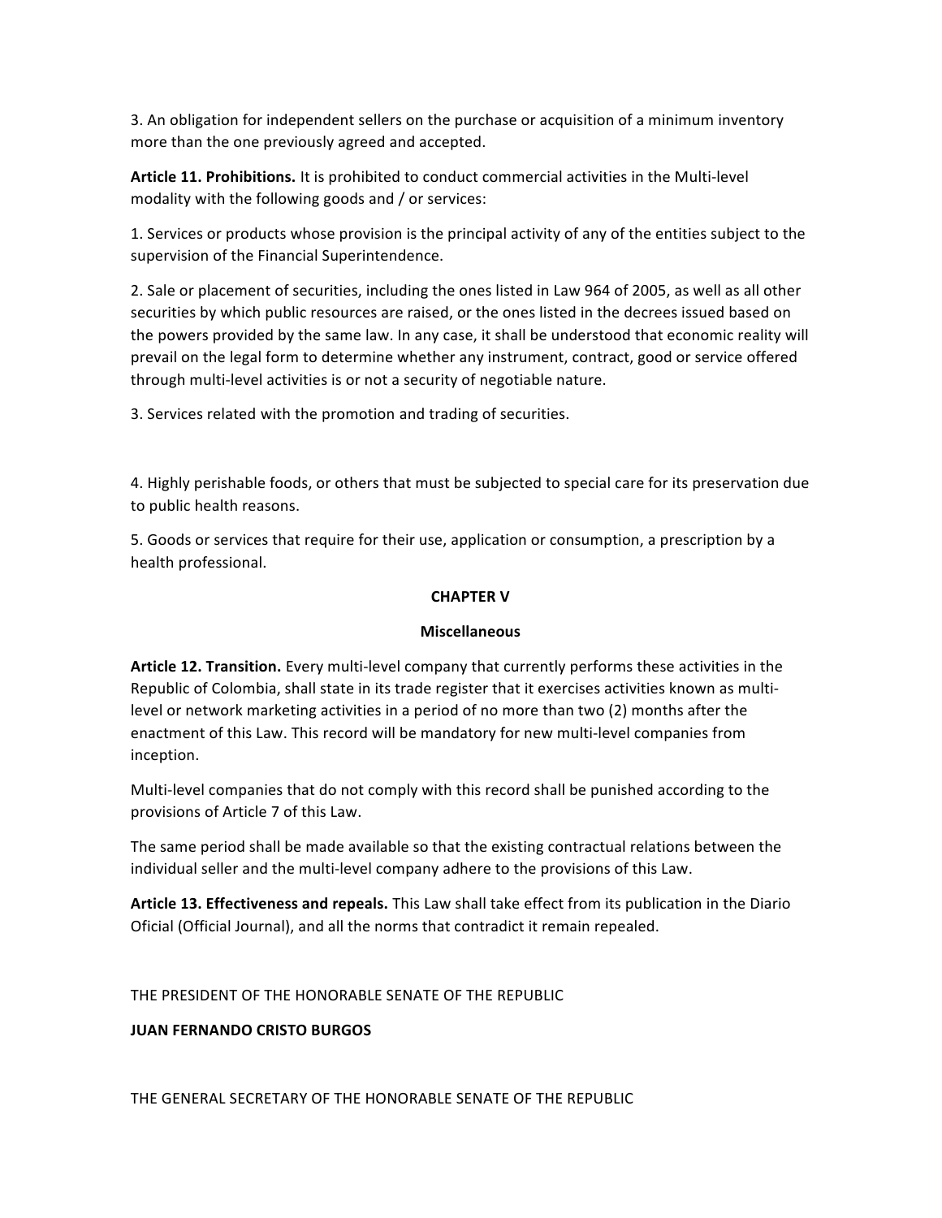3. An obligation for independent sellers on the purchase or acquisition of a minimum inventory more than the one previously agreed and accepted.

**Article 11. Prohibitions.** It is prohibited to conduct commercial activities in the Multi-level modality with the following goods and / or services:

1. Services or products whose provision is the principal activity of any of the entities subject to the supervision of the Financial Superintendence.

2. Sale or placement of securities, including the ones listed in Law 964 of 2005, as well as all other securities by which public resources are raised, or the ones listed in the decrees issued based on the powers provided by the same law. In any case, it shall be understood that economic reality will prevail on the legal form to determine whether any instrument, contract, good or service offered through multi-level activities is or not a security of negotiable nature.

3. Services related with the promotion and trading of securities.

4. Highly perishable foods, or others that must be subjected to special care for its preservation due to public health reasons.

5. Goods or services that require for their use, application or consumption, a prescription by a health professional.

## CHAPTER V

## Miscellaneous

**Article 12. Transition.** Every multi-level company that currently performs these activities in the Republic of Colombia, shall state in its trade register that it exercises activities known as multi-level or network marketing activities in a period of no more than two (2) months after the enactment of this Law. This record will be mandatory for new multi-level companies from inception.

Multi-level companies that do not comply with this record shall be punished according to the provisions of Article 7 of this Law.

The same period shall be made available so that the existing contractual relations between the individual seller and the multi-level company adhere to the provisions of this Law.

**Article 13. Effectiveness and repeals.** This Law shall take effect from its publication in the Diario Oficial (Official Journal), and all the norms that contradict it remain repealed.

THE PRESIDENT OF THE HONORABLE SENATE OF THE REPUBLIC

**JUAN FERNANDO CRISTO BURGOS**

THE GENERAL SECRETARY OF THE HONORABLE SENATE OF THE REPUBLIC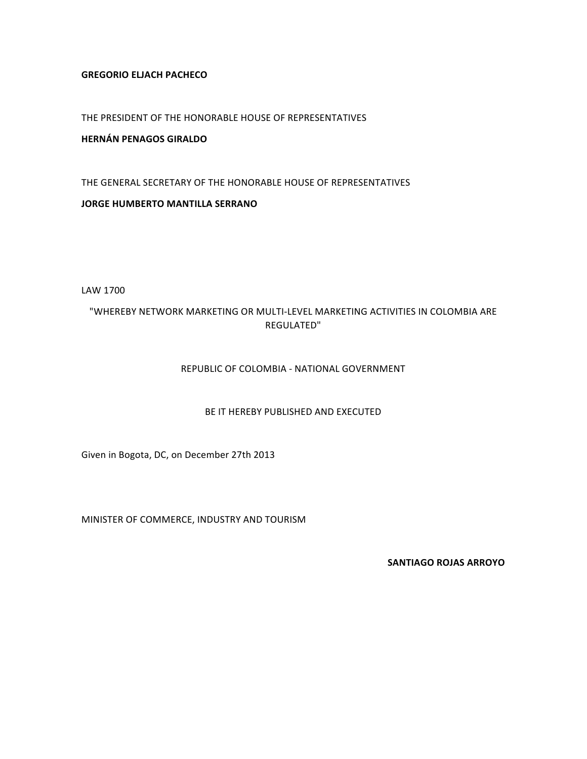**GREGORIO ELJACH PACHECO**

THE PRESIDENT OF THE HONORABLE HOUSE OF REPRESENTATIVES

**HERNÁN PENAGOS GIRALDO**

THE GENERAL SECRETARY OF THE HONORABLE HOUSE OF REPRESENTATIVES

**JORGE HUMBERTO MANTILLA SERRANO**

LAW 1700

"WHEREBY NETWORK MARKETING OR MULTI-LEVEL MARKETING ACTIVITIES IN COLOMBIA ARE REGULATED"

REPUBLIC OF COLOMBIA - NATIONAL GOVERNMENT

BE IT HEREBY PUBLISHED AND EXECUTED

Given in Bogota, DC, on December 27th 2013

MINISTER OF COMMERCE, INDUSTRY AND TOURISM

**SANTIAGO ROJAS ARROYO**